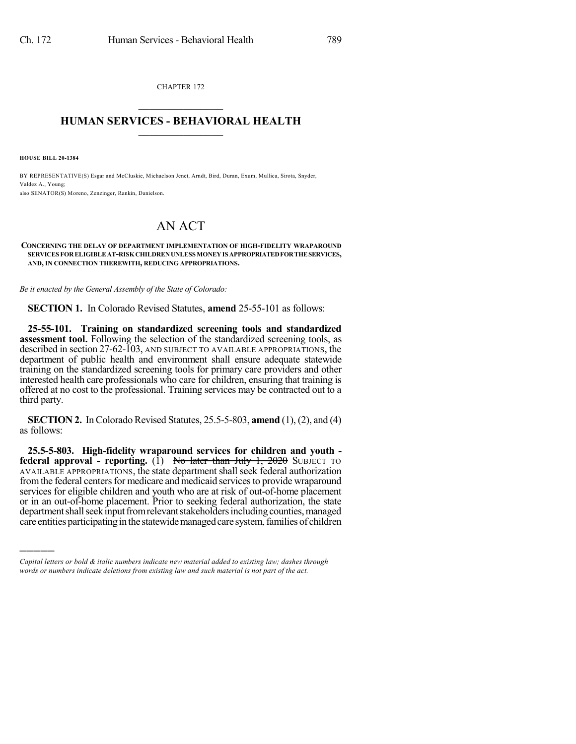CHAPTER 172

# HUMAN SERVICES - BEHAVIORAL HEALTH

**HOUSE BILL 20-1384**

BY REPRESENTATIVE(S) Esgar and McCluskie, Michaelson Jenet, Arndt, Bird, Duran, Exum, Mullica, Sirota, Snyder, Valdez A., Young;
also SENATOR(S) Moreno, Zenzinger, Rankin, Danielson.

# AN ACT

**CONCERNING THE DELAY OF DEPARTMENT IMPLEMENTATION OF HIGH-FIDELITY WRAPAROUND SERVICES FOR ELIGIBLE AT-RISK CHILDREN UNLESS MONEY IS APPROPRIATED FOR THE SERVICES, AND, IN CONNECTION THEREWITH, REDUCING APPROPRIATIONS.**

*Be it enacted by the General Assembly of the State of Colorado:*

**SECTION 1.** In Colorado Revised Statutes, **amend** 25-55-101 as follows:

**25-55-101. Training on standardized screening tools and standardized assessment tool.** Following the selection of the standardized screening tools, as described in section 27-62-103, AND SUBJECT TO AVAILABLE APPROPRIATIONS, the department of public health and environment shall ensure adequate statewide training on the standardized screening tools for primary care providers and other interested health care professionals who care for children, ensuring that training is offered at no cost to the professional. Training services may be contracted out to a third party.

**SECTION 2.** In Colorado Revised Statutes, 25.5-5-803, **amend** (1), (2), and (4) as follows:

**25.5-5-803. High-fidelity wraparound services for children and youth - federal approval - reporting.** (1) ~~No later than July 1, 2020~~ SUBJECT TO AVAILABLE APPROPRIATIONS, the state department shall seek federal authorization from the federal centers for medicare and medicaid services to provide wraparound services for eligible children and youth who are at risk of out-of-home placement or in an out-of-home placement. Prior to seeking federal authorization, the state department shall seek input from relevant stakeholders including counties, managed care entities participating in the statewide managed care system, families of children

*Capital letters or bold & italic numbers indicate new material added to existing law; dashes through words or numbers indicate deletions from existing law and such material is not part of the act.*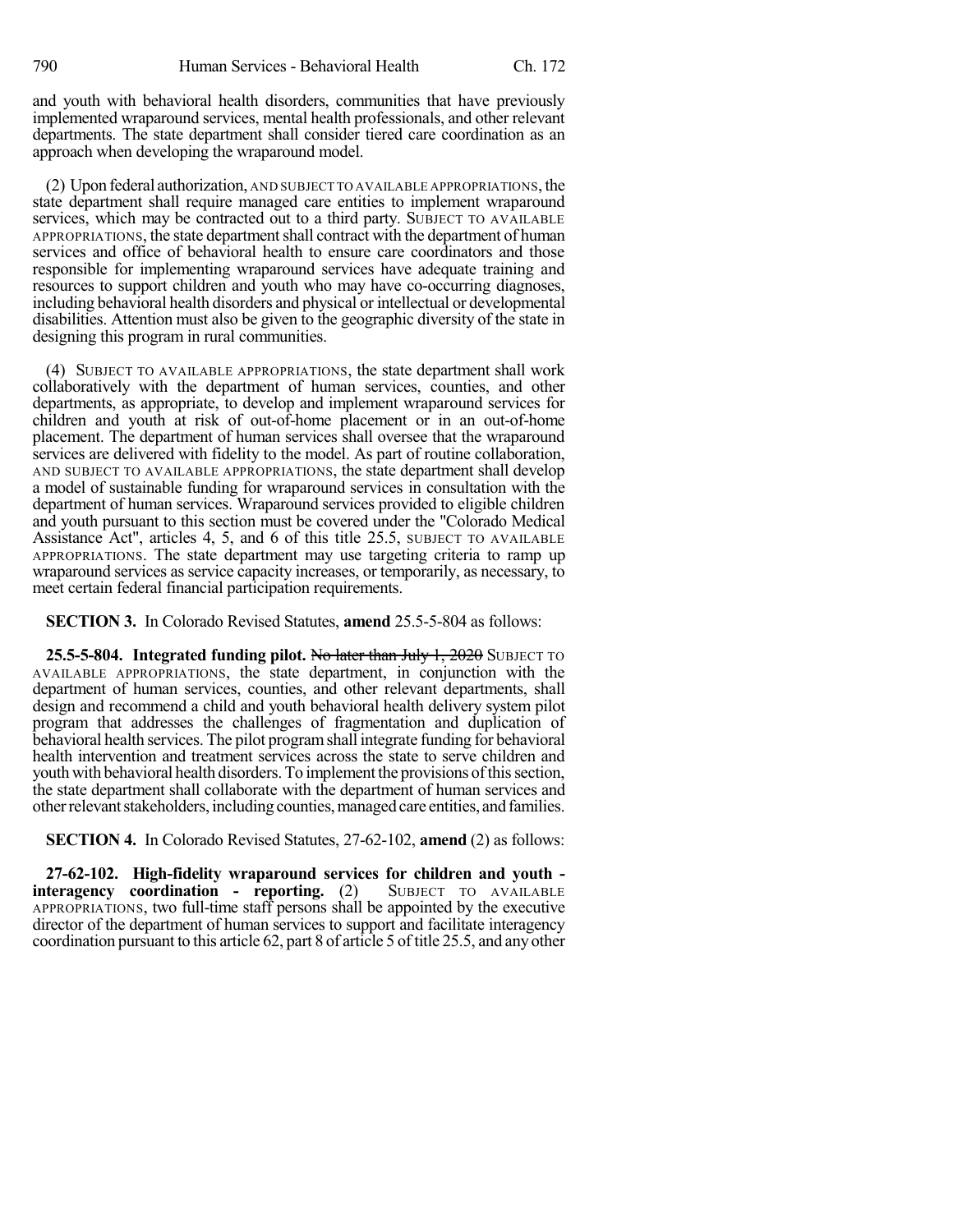and youth with behavioral health disorders, communities that have previously implemented wraparound services, mental health professionals, and other relevant departments. The state department shall consider tiered care coordination as an approach when developing the wraparound model.

(2) Upon federal authorization, AND SUBJECT TO AVAILABLE APPROPRIATIONS, the state department shall require managed care entities to implement wraparound services, which may be contracted out to a third party. SUBJECT TO AVAILABLE APPROPRIATIONS, the state department shall contract with the department of human services and office of behavioral health to ensure care coordinators and those responsible for implementing wraparound services have adequate training and resources to support children and youth who may have co-occurring diagnoses, including behavioral health disorders and physical or intellectual or developmental disabilities. Attention must also be given to the geographic diversity of the state in designing this program in rural communities.

(4) SUBJECT TO AVAILABLE APPROPRIATIONS, the state department shall work collaboratively with the department of human services, counties, and other departments, as appropriate, to develop and implement wraparound services for children and youth at risk of out-of-home placement or in an out-of-home placement. The department of human services shall oversee that the wraparound services are delivered with fidelity to the model. As part of routine collaboration, AND SUBJECT TO AVAILABLE APPROPRIATIONS, the state department shall develop a model of sustainable funding for wraparound services in consultation with the department of human services. Wraparound services provided to eligible children and youth pursuant to this section must be covered under the "Colorado Medical Assistance Act", articles 4, 5, and 6 of this title 25.5, SUBJECT TO AVAILABLE APPROPRIATIONS. The state department may use targeting criteria to ramp up wraparound services as service capacity increases, or temporarily, as necessary, to meet certain federal financial participation requirements.

**SECTION 3.** In Colorado Revised Statutes, **amend** 25.5-5-804 as follows:

**25.5-5-804. Integrated funding pilot.** ~~No later than July 1, 2020~~ SUBJECT TO AVAILABLE APPROPRIATIONS, the state department, in conjunction with the department of human services, counties, and other relevant departments, shall design and recommend a child and youth behavioral health delivery system pilot program that addresses the challenges of fragmentation and duplication of behavioral health services. The pilot program shall integrate funding for behavioral health intervention and treatment services across the state to serve children and youth with behavioral health disorders. To implement the provisions of this section, the state department shall collaborate with the department of human services and other relevant stakeholders, including counties, managed care entities, and families.

**SECTION 4.** In Colorado Revised Statutes, 27-62-102, **amend** (2) as follows:

**27-62-102. High-fidelity wraparound services for children and youth - interagency coordination - reporting.** (2) SUBJECT TO AVAILABLE APPROPRIATIONS, two full-time staff persons shall be appointed by the executive director of the department of human services to support and facilitate interagency coordination pursuant to this article 62, part 8 of article 5 of title 25.5, and any other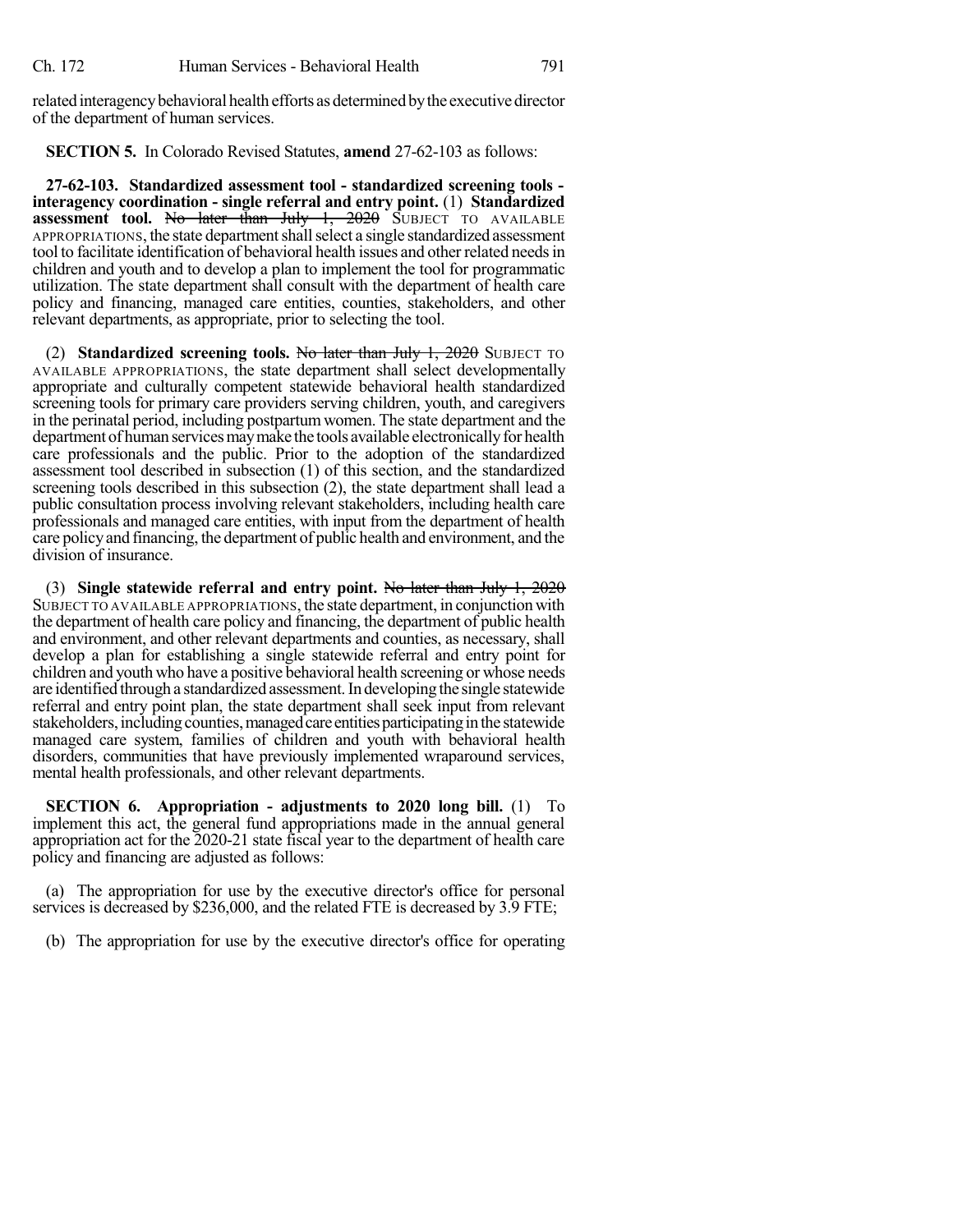related interagency behavioral health efforts as determined by the executive director of the department of human services.

**SECTION 5.** In Colorado Revised Statutes, **amend** 27-62-103 as follows:

**27-62-103. Standardized assessment tool - standardized screening tools - interagency coordination - single referral and entry point.** (1) **Standardized assessment tool.** ~~No later than July 1, 2020~~ SUBJECT TO AVAILABLE APPROPRIATIONS, the state department shall select a single standardized assessment tool to facilitate identification of behavioral health issues and other related needs in children and youth and to develop a plan to implement the tool for programmatic utilization. The state department shall consult with the department of health care policy and financing, managed care entities, counties, stakeholders, and other relevant departments, as appropriate, prior to selecting the tool.

(2) **Standardized screening tools.** ~~No later than July 1, 2020~~ SUBJECT TO AVAILABLE APPROPRIATIONS, the state department shall select developmentally appropriate and culturally competent statewide behavioral health standardized screening tools for primary care providers serving children, youth, and caregivers in the perinatal period, including postpartum women. The state department and the department of human services may make the tools available electronically for health care professionals and the public. Prior to the adoption of the standardized assessment tool described in subsection (1) of this section, and the standardized screening tools described in this subsection (2), the state department shall lead a public consultation process involving relevant stakeholders, including health care professionals and managed care entities, with input from the department of health care policy and financing, the department of public health and environment, and the division of insurance.

(3) **Single statewide referral and entry point.** ~~No later than July 1, 2020~~ SUBJECT TO AVAILABLE APPROPRIATIONS, the state department, in conjunction with the department of health care policy and financing, the department of public health and environment, and other relevant departments and counties, as necessary, shall develop a plan for establishing a single statewide referral and entry point for children and youth who have a positive behavioral health screening or whose needs are identified through a standardized assessment. In developing the single statewide referral and entry point plan, the state department shall seek input from relevant stakeholders, including counties, managed care entities participating in the statewide managed care system, families of children and youth with behavioral health disorders, communities that have previously implemented wraparound services, mental health professionals, and other relevant departments.

**SECTION 6. Appropriation - adjustments to 2020 long bill.** (1) To implement this act, the general fund appropriations made in the annual general appropriation act for the 2020-21 state fiscal year to the department of health care policy and financing are adjusted as follows:

(a) The appropriation for use by the executive director's office for personal services is decreased by $236,000, and the related FTE is decreased by 3.9 FTE;

(b) The appropriation for use by the executive director's office for operating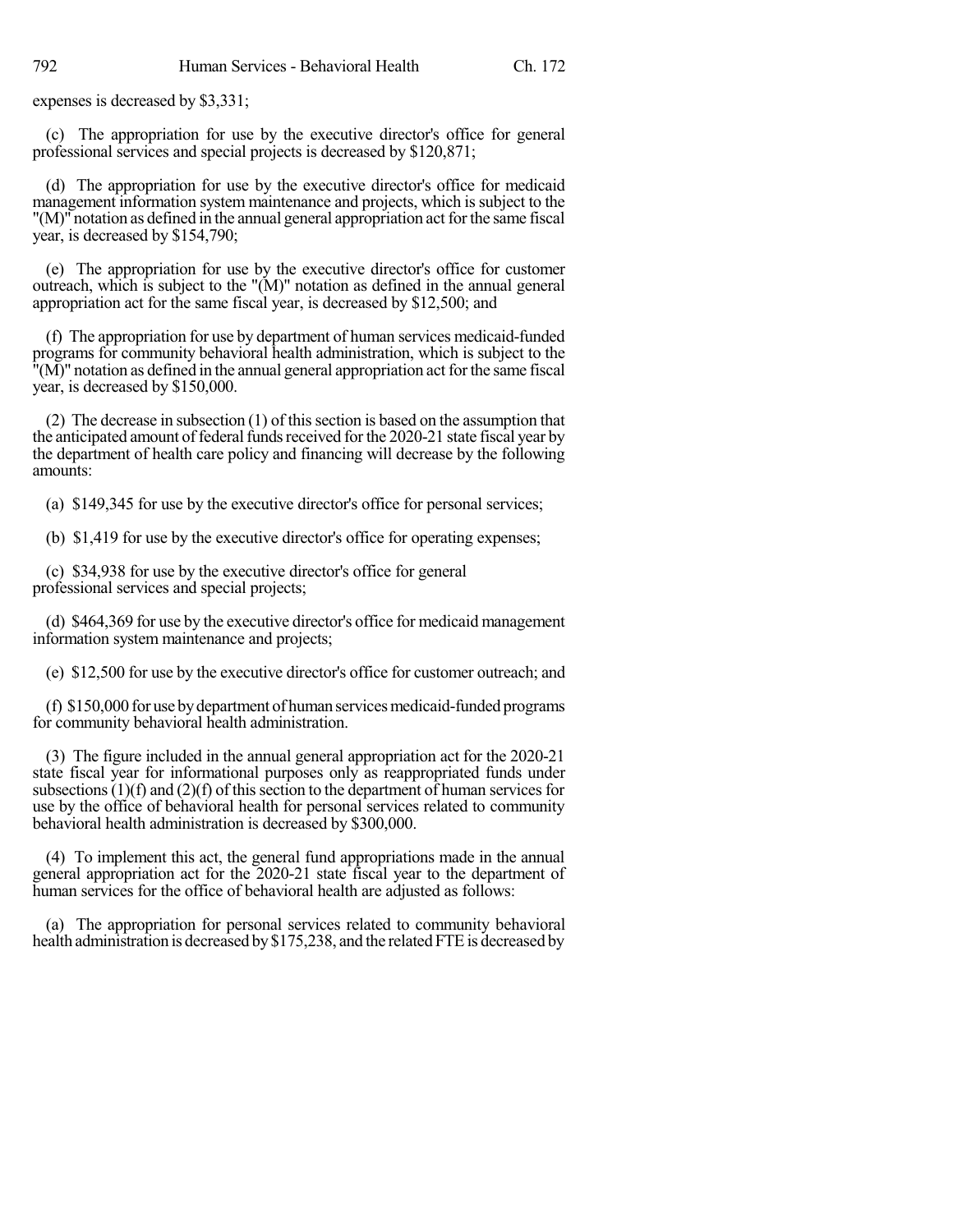expenses is decreased by $3,331;

(c) The appropriation for use by the executive director's office for general professional services and special projects is decreased by $120,871;

(d) The appropriation for use by the executive director's office for medicaid management information system maintenance and projects, which is subject to the "(M)" notation as defined in the annual general appropriation act for the same fiscal year, is decreased by $154,790;

(e) The appropriation for use by the executive director's office for customer outreach, which is subject to the "(M)" notation as defined in the annual general appropriation act for the same fiscal year, is decreased by $12,500; and

(f) The appropriation for use by department of human services medicaid-funded programs for community behavioral health administration, which is subject to the "(M)" notation as defined in the annual general appropriation act for the same fiscal year, is decreased by $150,000.

(2) The decrease in subsection (1) of this section is based on the assumption that the anticipated amount of federal funds received for the 2020-21 state fiscal year by the department of health care policy and financing will decrease by the following amounts:

(a) $149,345 for use by the executive director's office for personal services;

(b) $1,419 for use by the executive director's office for operating expenses;

(c) $34,938 for use by the executive director's office for general professional services and special projects;

(d) $464,369 for use by the executive director's office for medicaid management information system maintenance and projects;

(e) $12,500 for use by the executive director's office for customer outreach; and

(f) $150,000 for use by department of human services medicaid-funded programs for community behavioral health administration.

(3) The figure included in the annual general appropriation act for the 2020-21 state fiscal year for informational purposes only as reappropriated funds under subsections (1)(f) and (2)(f) of this section to the department of human services for use by the office of behavioral health for personal services related to community behavioral health administration is decreased by $300,000.

(4) To implement this act, the general fund appropriations made in the annual general appropriation act for the 2020-21 state fiscal year to the department of human services for the office of behavioral health are adjusted as follows:

(a) The appropriation for personal services related to community behavioral health administration is decreased by $175,238, and the related FTE is decreased by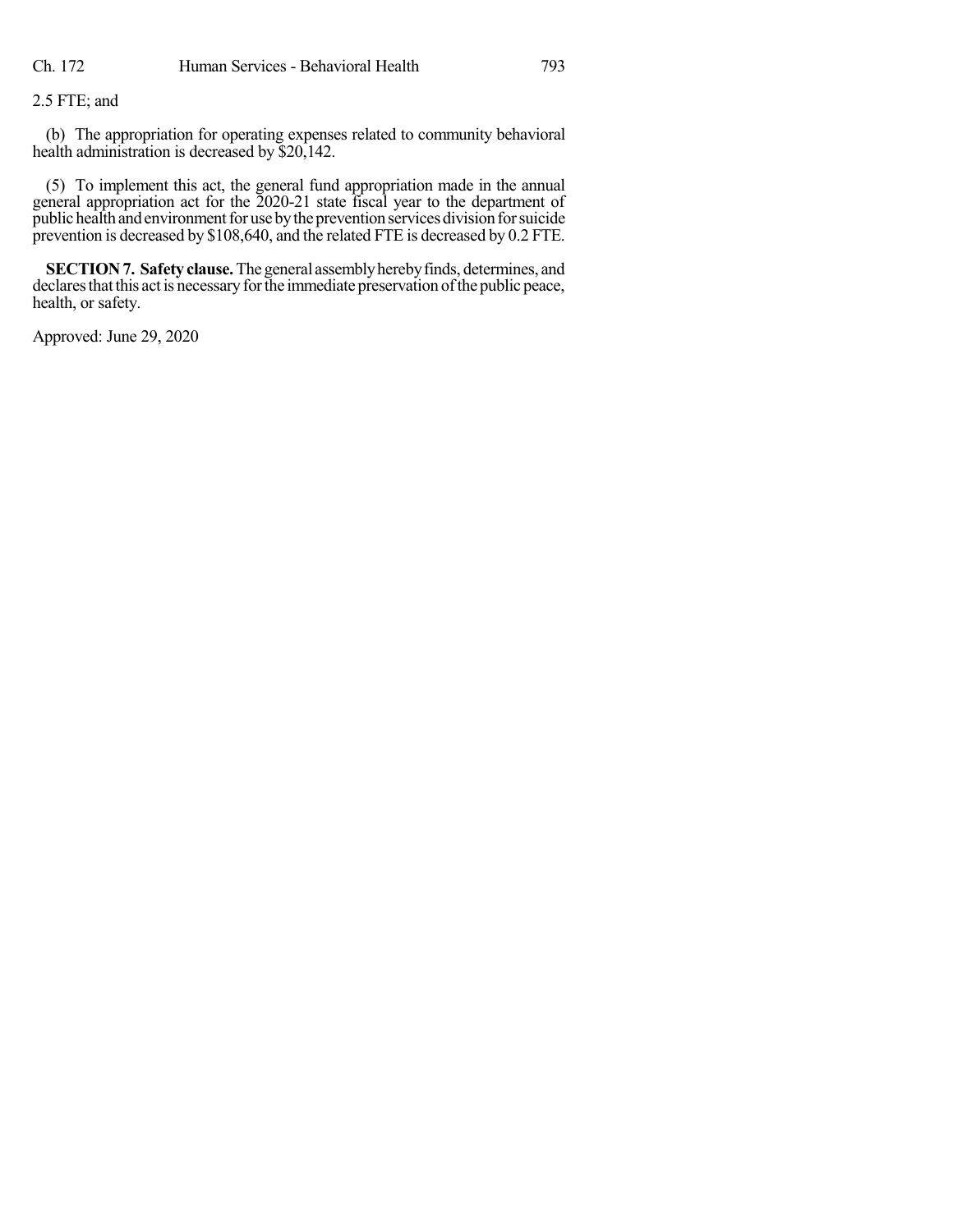2.5 FTE; and

(b) The appropriation for operating expenses related to community behavioral health administration is decreased by $20,142.

(5) To implement this act, the general fund appropriation made in the annual general appropriation act for the 2020-21 state fiscal year to the department of public health and environment for use by the prevention services division for suicide prevention is decreased by $108,640, and the related FTE is decreased by 0.2 FTE.

**SECTION 7. Safety clause.** The general assembly hereby finds, determines, and declares that this act is necessary for the immediate preservation of the public peace, health, or safety.

Approved: June 29, 2020